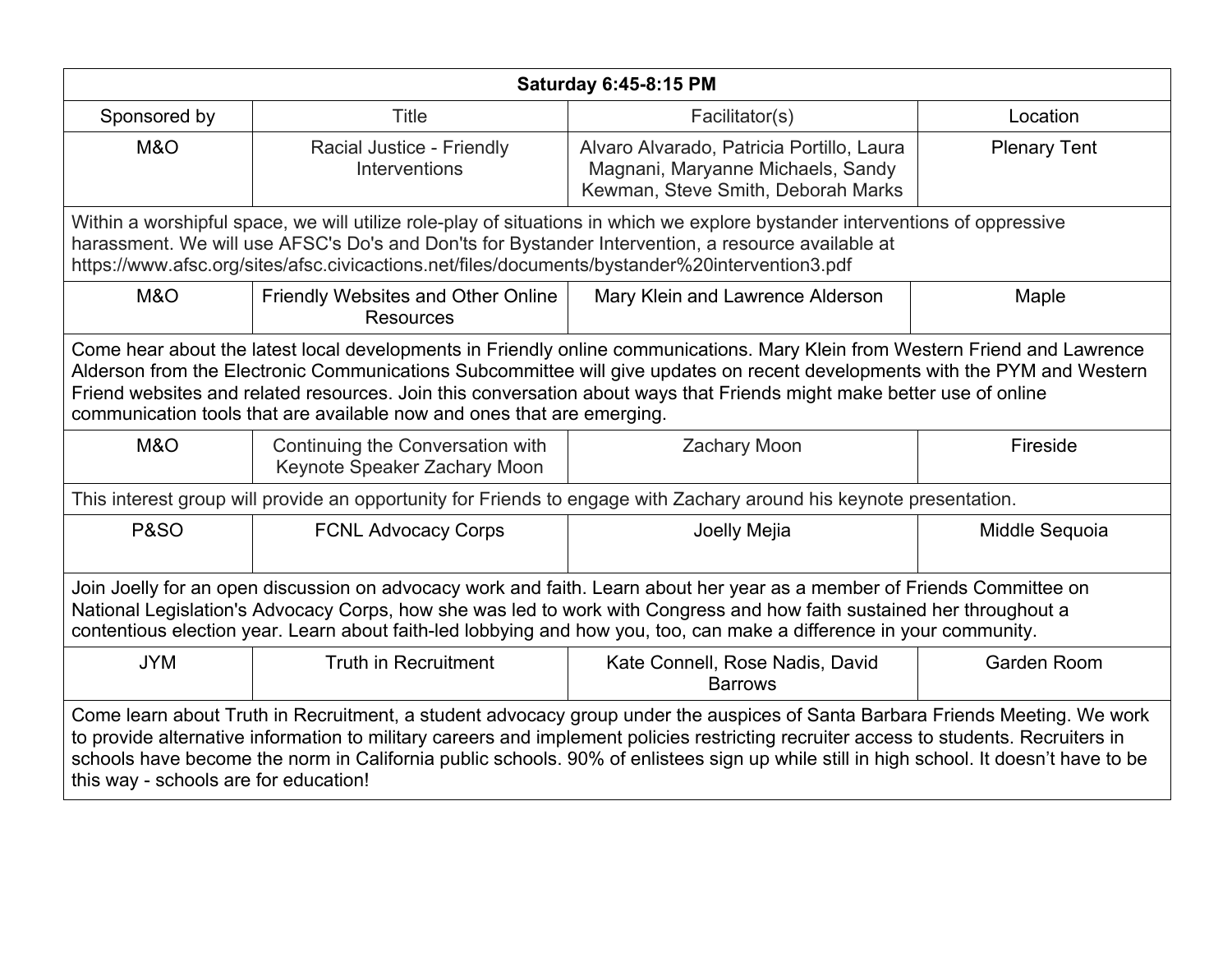| Saturday 6:45-8:15 PM | | | |
|---|---|---|---|
| Sponsored by | Title | Facilitator(s) | Location |
| M&O | Racial Justice - Friendly Interventions | Alvaro Alvarado, Patricia Portillo, Laura Magnani, Maryanne Michaels, Sandy Kewman, Steve Smith, Deborah Marks | Plenary Tent |
| Within a worshipful space, we will utilize role-play of situations in which we explore bystander interventions of oppressive harassment. We will use AFSC's Do's and Don'ts for Bystander Intervention, a resource available at https://www.afsc.org/sites/afsc.civicactions.net/files/documents/bystander%20intervention3.pdf | | | |
| M&O | Friendly Websites and Other Online Resources | Mary Klein and Lawrence Alderson | Maple |
| Come hear about the latest local developments in Friendly online communications. Mary Klein from Western Friend and Lawrence Alderson from the Electronic Communications Subcommittee will give updates on recent developments with the PYM and Western Friend websites and related resources. Join this conversation about ways that Friends might make better use of online communication tools that are available now and ones that are emerging. | | | |
| M&O | Continuing the Conversation with Keynote Speaker Zachary Moon | Zachary Moon | Fireside |
| This interest group will provide an opportunity for Friends to engage with Zachary around his keynote presentation. | | | |
| P&SO | FCNL Advocacy Corps | Joelly Mejia | Middle Sequoia |
| Join Joelly for an open discussion on advocacy work and faith. Learn about her year as a member of Friends Committee on National Legislation's Advocacy Corps, how she was led to work with Congress and how faith sustained her throughout a contentious election year. Learn about faith-led lobbying and how you, too, can make a difference in your community. | | | |
| JYM | Truth in Recruitment | Kate Connell, Rose Nadis, David Barrows | Garden Room |
| Come learn about Truth in Recruitment, a student advocacy group under the auspices of Santa Barbara Friends Meeting. We work to provide alternative information to military careers and implement policies restricting recruiter access to students. Recruiters in schools have become the norm in California public schools. 90% of enlistees sign up while still in high school. It doesn't have to be this way - schools are for education! | | | |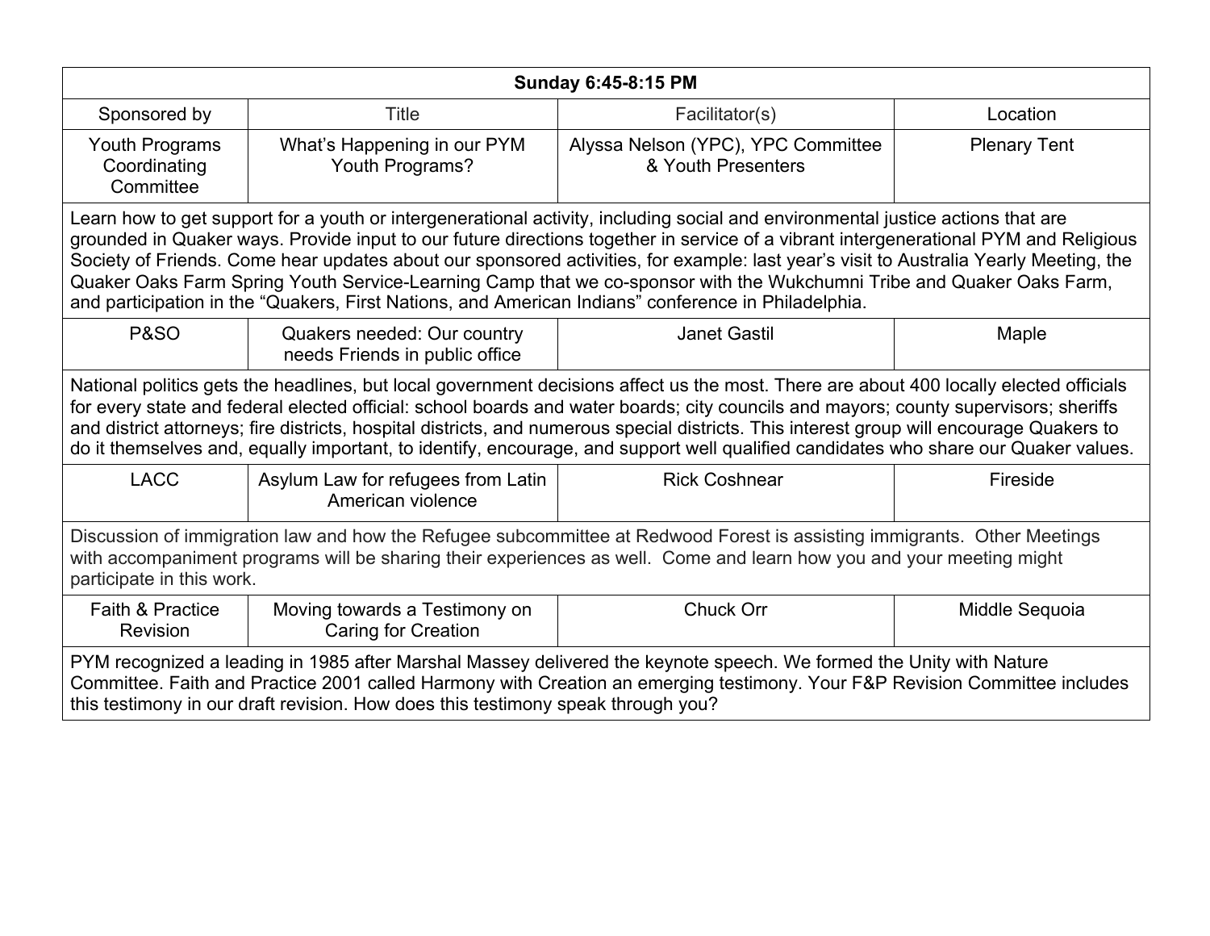| Sunday 6:45-8:15 PM | | | |
|---|---|---|---|
| Sponsored by | Title | Facilitator(s) | Location |
| Youth Programs Coordinating Committee | What's Happening in our PYM Youth Programs? | Alyssa Nelson (YPC), YPC Committee & Youth Presenters | Plenary Tent |
| Learn how to get support for a youth or intergenerational activity, including social and environmental justice actions that are grounded in Quaker ways. Provide input to our future directions together in service of a vibrant intergenerational PYM and Religious Society of Friends. Come hear updates about our sponsored activities, for example: last year's visit to Australia Yearly Meeting, the Quaker Oaks Farm Spring Youth Service-Learning Camp that we co-sponsor with the Wukchumni Tribe and Quaker Oaks Farm, and participation in the "Quakers, First Nations, and American Indians" conference in Philadelphia. | | | |
| P&SO | Quakers needed: Our country needs Friends in public office | Janet Gastil | Maple |
| National politics gets the headlines, but local government decisions affect us the most. There are about 400 locally elected officials for every state and federal elected official: school boards and water boards; city councils and mayors; county supervisors; sheriffs and district attorneys; fire districts, hospital districts, and numerous special districts. This interest group will encourage Quakers to do it themselves and, equally important, to identify, encourage, and support well qualified candidates who share our Quaker values. | | | |
| LACC | Asylum Law for refugees from Latin American violence | Rick Coshnear | Fireside |
| Discussion of immigration law and how the Refugee subcommittee at Redwood Forest is assisting immigrants. Other Meetings with accompaniment programs will be sharing their experiences as well. Come and learn how you and your meeting might participate in this work. | | | |
| Faith & Practice Revision | Moving towards a Testimony on Caring for Creation | Chuck Orr | Middle Sequoia |
| PYM recognized a leading in 1985 after Marshal Massey delivered the keynote speech. We formed the Unity with Nature Committee. Faith and Practice 2001 called Harmony with Creation an emerging testimony. Your F&P Revision Committee includes this testimony in our draft revision. How does this testimony speak through you? | | | |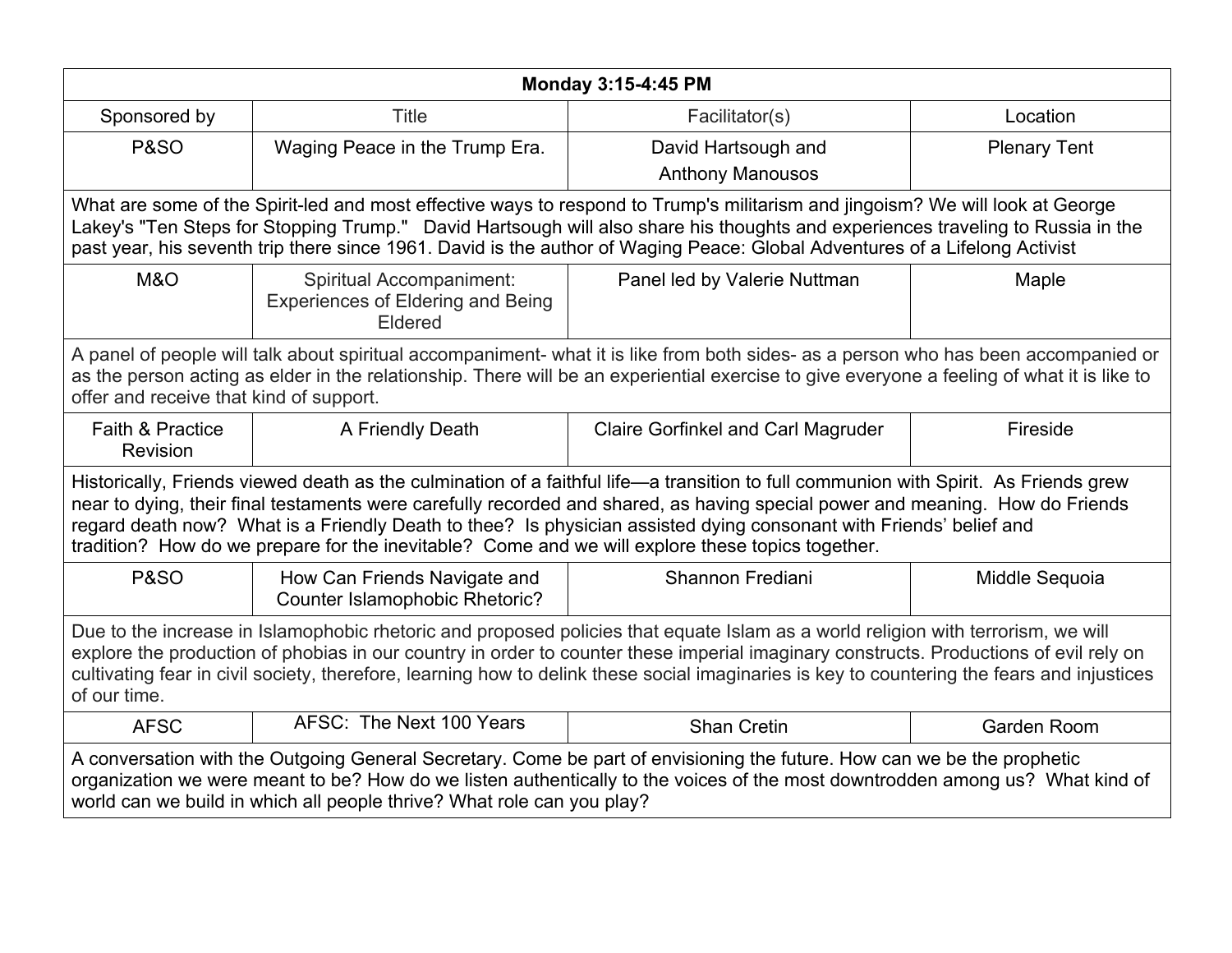| Monday 3:15-4:45 PM | | | |
|---|---|---|---|
| Sponsored by | Title | Facilitator(s) | Location |
| P&SO | Waging Peace in the Trump Era. | David Hartsough and Anthony Manousos | Plenary Tent |
| What are some of the Spirit-led and most effective ways to respond to Trump's militarism and jingoism? We will look at George Lakey's "Ten Steps for Stopping Trump." David Hartsough will also share his thoughts and experiences traveling to Russia in the past year, his seventh trip there since 1961. David is the author of Waging Peace: Global Adventures of a Lifelong Activist | | | |
| M&O | Spiritual Accompaniment: Experiences of Eldering and Being Eldered | Panel led by Valerie Nuttman | Maple |
| A panel of people will talk about spiritual accompaniment- what it is like from both sides- as a person who has been accompanied or as the person acting as elder in the relationship. There will be an experiential exercise to give everyone a feeling of what it is like to offer and receive that kind of support. | | | |
| Faith & Practice Revision | A Friendly Death | Claire Gorfinkel and Carl Magruder | Fireside |
| Historically, Friends viewed death as the culmination of a faithful life—a transition to full communion with Spirit. As Friends grew near to dying, their final testaments were carefully recorded and shared, as having special power and meaning. How do Friends regard death now? What is a Friendly Death to thee? Is physician assisted dying consonant with Friends' belief and tradition? How do we prepare for the inevitable? Come and we will explore these topics together. | | | |
| P&SO | How Can Friends Navigate and Counter Islamophobic Rhetoric? | Shannon Frediani | Middle Sequoia |
| Due to the increase in Islamophobic rhetoric and proposed policies that equate Islam as a world religion with terrorism, we will explore the production of phobias in our country in order to counter these imperial imaginary constructs. Productions of evil rely on cultivating fear in civil society, therefore, learning how to delink these social imaginaries is key to countering the fears and injustices of our time. | | | |
| AFSC | AFSC: The Next 100 Years | Shan Cretin | Garden Room |
| A conversation with the Outgoing General Secretary. Come be part of envisioning the future. How can we be the prophetic organization we were meant to be? How do we listen authentically to the voices of the most downtrodden among us? What kind of world can we build in which all people thrive? What role can you play? | | | |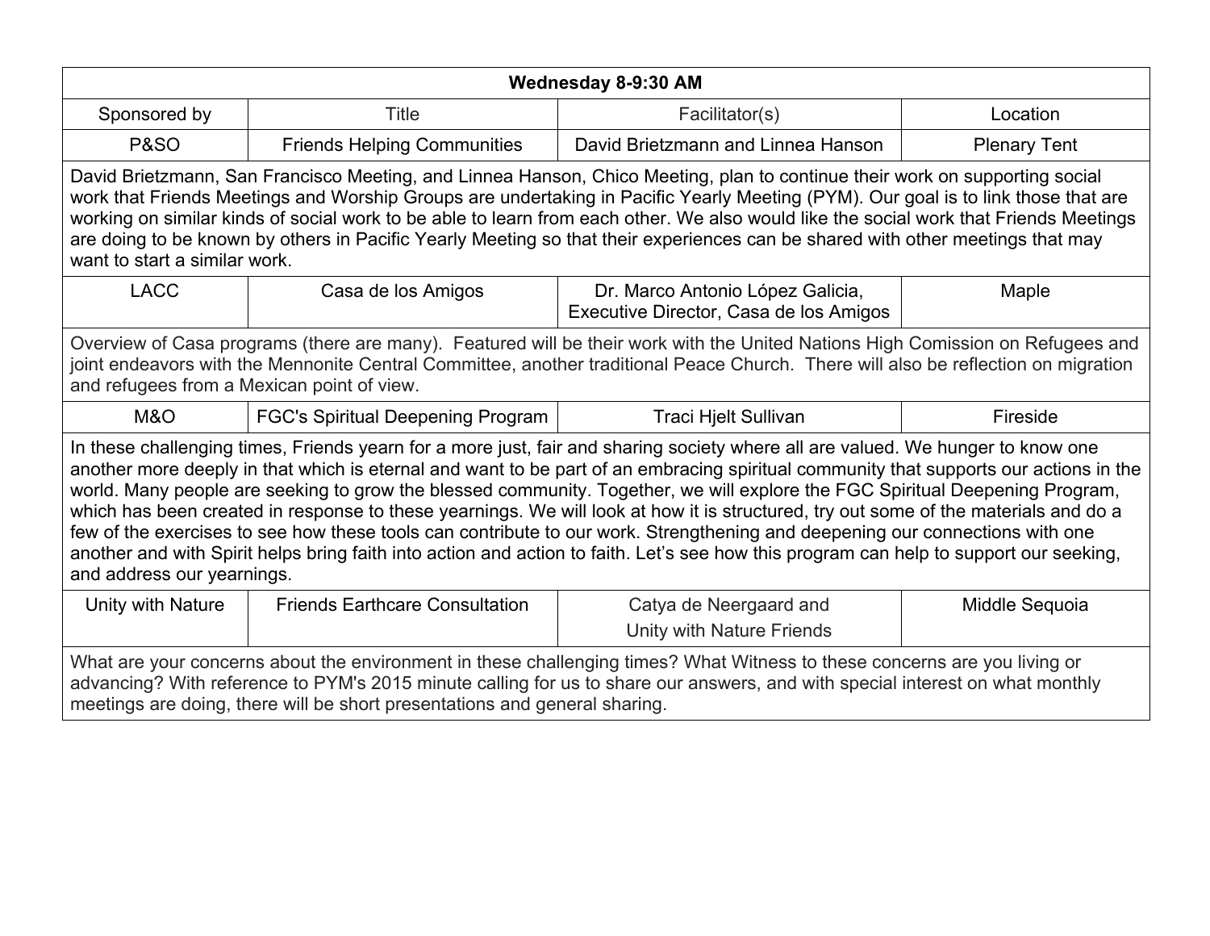| Wednesday 8-9:30 AM | | | |
|---|---|---|---|
| Sponsored by | Title | Facilitator(s) | Location |
| P&SO | Friends Helping Communities | David Brietzmann and Linnea Hanson | Plenary Tent |
| David Brietzmann, San Francisco Meeting, and Linnea Hanson, Chico Meeting, plan to continue their work on supporting social work that Friends Meetings and Worship Groups are undertaking in Pacific Yearly Meeting (PYM). Our goal is to link those that are working on similar kinds of social work to be able to learn from each other. We also would like the social work that Friends Meetings are doing to be known by others in Pacific Yearly Meeting so that their experiences can be shared with other meetings that may want to start a similar work. | | | |
| LACC | Casa de los Amigos | Dr. Marco Antonio López Galicia, Executive Director, Casa de los Amigos | Maple |
| Overview of Casa programs (there are many). Featured will be their work with the United Nations High Comission on Refugees and joint endeavors with the Mennonite Central Committee, another traditional Peace Church. There will also be reflection on migration and refugees from a Mexican point of view. | | | |
| M&O | FGC's Spiritual Deepening Program | Traci Hjelt Sullivan | Fireside |
| In these challenging times, Friends yearn for a more just, fair and sharing society where all are valued. We hunger to know one another more deeply in that which is eternal and want to be part of an embracing spiritual community that supports our actions in the world. Many people are seeking to grow the blessed community. Together, we will explore the FGC Spiritual Deepening Program, which has been created in response to these yearnings. We will look at how it is structured, try out some of the materials and do a few of the exercises to see how these tools can contribute to our work. Strengthening and deepening our connections with one another and with Spirit helps bring faith into action and action to faith. Let's see how this program can help to support our seeking, and address our yearnings. | | | |
| Unity with Nature | Friends Earthcare Consultation | Catya de Neergaard and Unity with Nature Friends | Middle Sequoia |
| What are your concerns about the environment in these challenging times? What Witness to these concerns are you living or advancing? With reference to PYM's 2015 minute calling for us to share our answers, and with special interest on what monthly meetings are doing, there will be short presentations and general sharing. | | | |